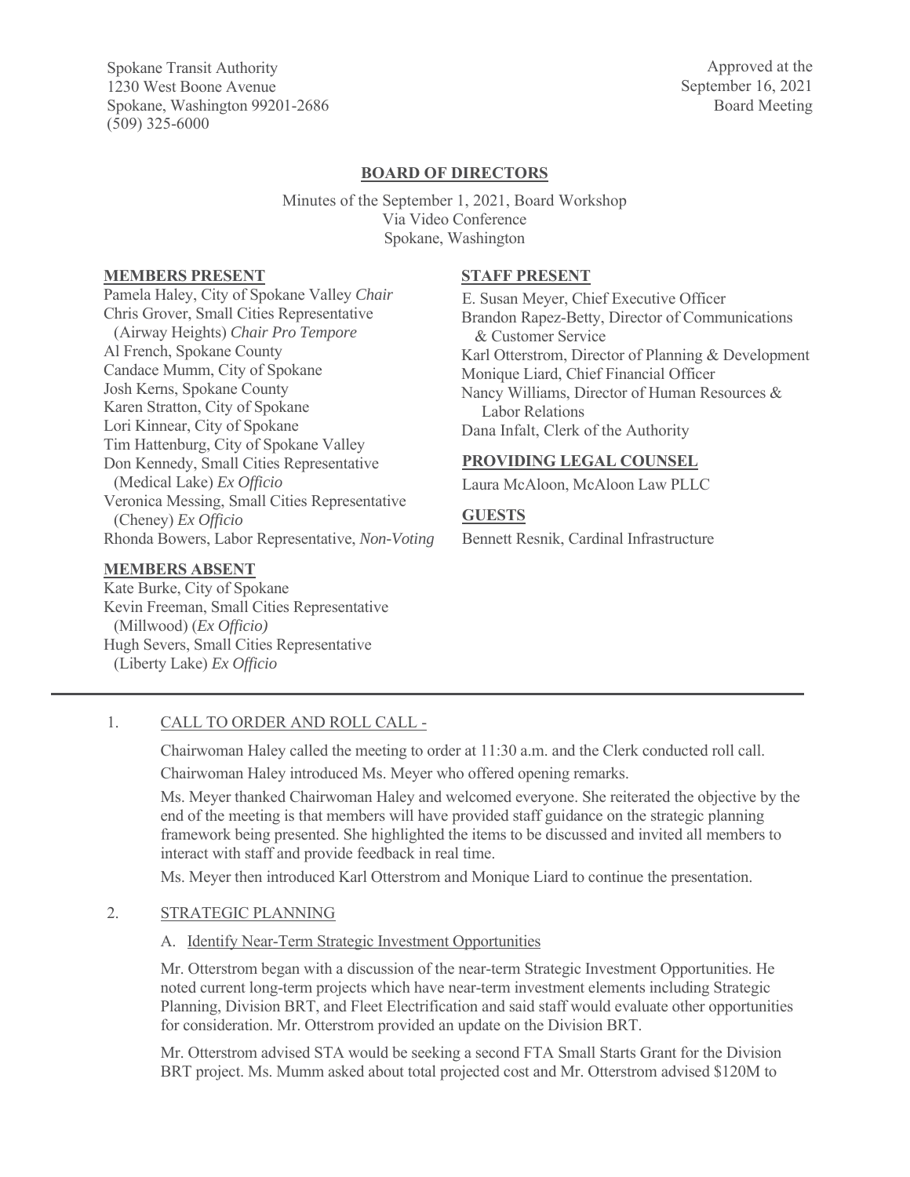Spokane Transit Authority
1230 West Boone Avenue
Spokane, Washington 99201-2686
(509) 325-6000

Approved at the
September 16, 2021
Board Meeting

## BOARD OF DIRECTORS

Minutes of the September 1, 2021, Board Workshop
Via Video Conference
Spokane, Washington

**MEMBERS PRESENT**

Pamela Haley, City of Spokane Valley *Chair*
Chris Grover, Small Cities Representative (Airway Heights) *Chair Pro Tempore*
Al French, Spokane County
Candace Mumm, City of Spokane
Josh Kerns, Spokane County
Karen Stratton, City of Spokane
Lori Kinnear, City of Spokane
Tim Hattenburg, City of Spokane Valley
Don Kennedy, Small Cities Representative (Medical Lake) *Ex Officio*
Veronica Messing, Small Cities Representative (Cheney) *Ex Officio*
Rhonda Bowers, Labor Representative, *Non-Voting*

**MEMBERS ABSENT**

Kate Burke, City of Spokane
Kevin Freeman, Small Cities Representative (Millwood) (*Ex Officio)*
Hugh Severs, Small Cities Representative (Liberty Lake) *Ex Officio*

**STAFF PRESENT**

E. Susan Meyer, Chief Executive Officer
Brandon Rapez-Betty, Director of Communications & Customer Service
Karl Otterstrom, Director of Planning & Development
Monique Liard, Chief Financial Officer
Nancy Williams, Director of Human Resources & Labor Relations
Dana Infalt, Clerk of the Authority

**PROVIDING LEGAL COUNSEL**

Laura McAloon, McAloon Law PLLC

**GUESTS**

Bennett Resnik, Cardinal Infrastructure

---

1. CALL TO ORDER AND ROLL CALL -

   Chairwoman Haley called the meeting to order at 11:30 a.m. and the Clerk conducted roll call.

   Chairwoman Haley introduced Ms. Meyer who offered opening remarks.

   Ms. Meyer thanked Chairwoman Haley and welcomed everyone. She reiterated the objective by the end of the meeting is that members will have provided staff guidance on the strategic planning framework being presented. She highlighted the items to be discussed and invited all members to interact with staff and provide feedback in real time.

   Ms. Meyer then introduced Karl Otterstrom and Monique Liard to continue the presentation.

2. STRATEGIC PLANNING

   A. Identify Near-Term Strategic Investment Opportunities

   Mr. Otterstrom began with a discussion of the near-term Strategic Investment Opportunities. He noted current long-term projects which have near-term investment elements including Strategic Planning, Division BRT, and Fleet Electrification and said staff would evaluate other opportunities for consideration. Mr. Otterstrom provided an update on the Division BRT.

   Mr. Otterstrom advised STA would be seeking a second FTA Small Starts Grant for the Division BRT project. Ms. Mumm asked about total projected cost and Mr. Otterstrom advised $120M to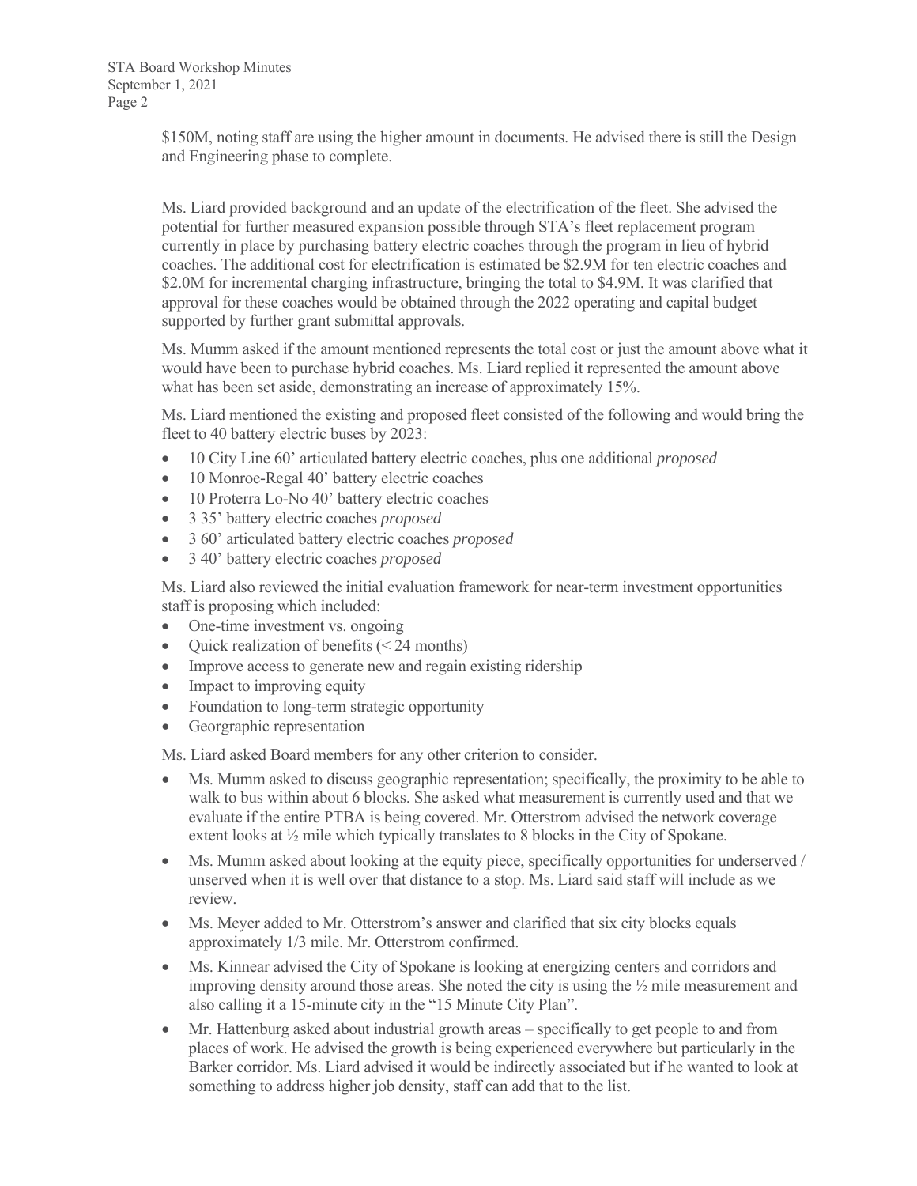$150M, noting staff are using the higher amount in documents. He advised there is still the Design and Engineering phase to complete.

Ms. Liard provided background and an update of the electrification of the fleet. She advised the potential for further measured expansion possible through STA's fleet replacement program currently in place by purchasing battery electric coaches through the program in lieu of hybrid coaches. The additional cost for electrification is estimated be $2.9M for ten electric coaches and $2.0M for incremental charging infrastructure, bringing the total to $4.9M. It was clarified that approval for these coaches would be obtained through the 2022 operating and capital budget supported by further grant submittal approvals.

Ms. Mumm asked if the amount mentioned represents the total cost or just the amount above what it would have been to purchase hybrid coaches. Ms. Liard replied it represented the amount above what has been set aside, demonstrating an increase of approximately 15%.

Ms. Liard mentioned the existing and proposed fleet consisted of the following and would bring the fleet to 40 battery electric buses by 2023:

- 10 City Line 60' articulated battery electric coaches, plus one additional *proposed*
- 10 Monroe-Regal 40' battery electric coaches
- 10 Proterra Lo-No 40' battery electric coaches
- 3 35' battery electric coaches *proposed*
- 3 60' articulated battery electric coaches *proposed*
- 3 40' battery electric coaches *proposed*

Ms. Liard also reviewed the initial evaluation framework for near-term investment opportunities staff is proposing which included:

- One-time investment vs. ongoing
- Quick realization of benefits (< 24 months)
- Improve access to generate new and regain existing ridership
- Impact to improving equity
- Foundation to long-term strategic opportunity
- Georgraphic representation

Ms. Liard asked Board members for any other criterion to consider.

- Ms. Mumm asked to discuss geographic representation; specifically, the proximity to be able to walk to bus within about 6 blocks. She asked what measurement is currently used and that we evaluate if the entire PTBA is being covered. Mr. Otterstrom advised the network coverage extent looks at ½ mile which typically translates to 8 blocks in the City of Spokane.
- Ms. Mumm asked about looking at the equity piece, specifically opportunities for underserved / unserved when it is well over that distance to a stop. Ms. Liard said staff will include as we review.
- Ms. Meyer added to Mr. Otterstrom's answer and clarified that six city blocks equals approximately 1/3 mile. Mr. Otterstrom confirmed.
- Ms. Kinnear advised the City of Spokane is looking at energizing centers and corridors and improving density around those areas. She noted the city is using the ½ mile measurement and also calling it a 15-minute city in the "15 Minute City Plan".
- Mr. Hattenburg asked about industrial growth areas – specifically to get people to and from places of work. He advised the growth is being experienced everywhere but particularly in the Barker corridor. Ms. Liard advised it would be indirectly associated but if he wanted to look at something to address higher job density, staff can add that to the list.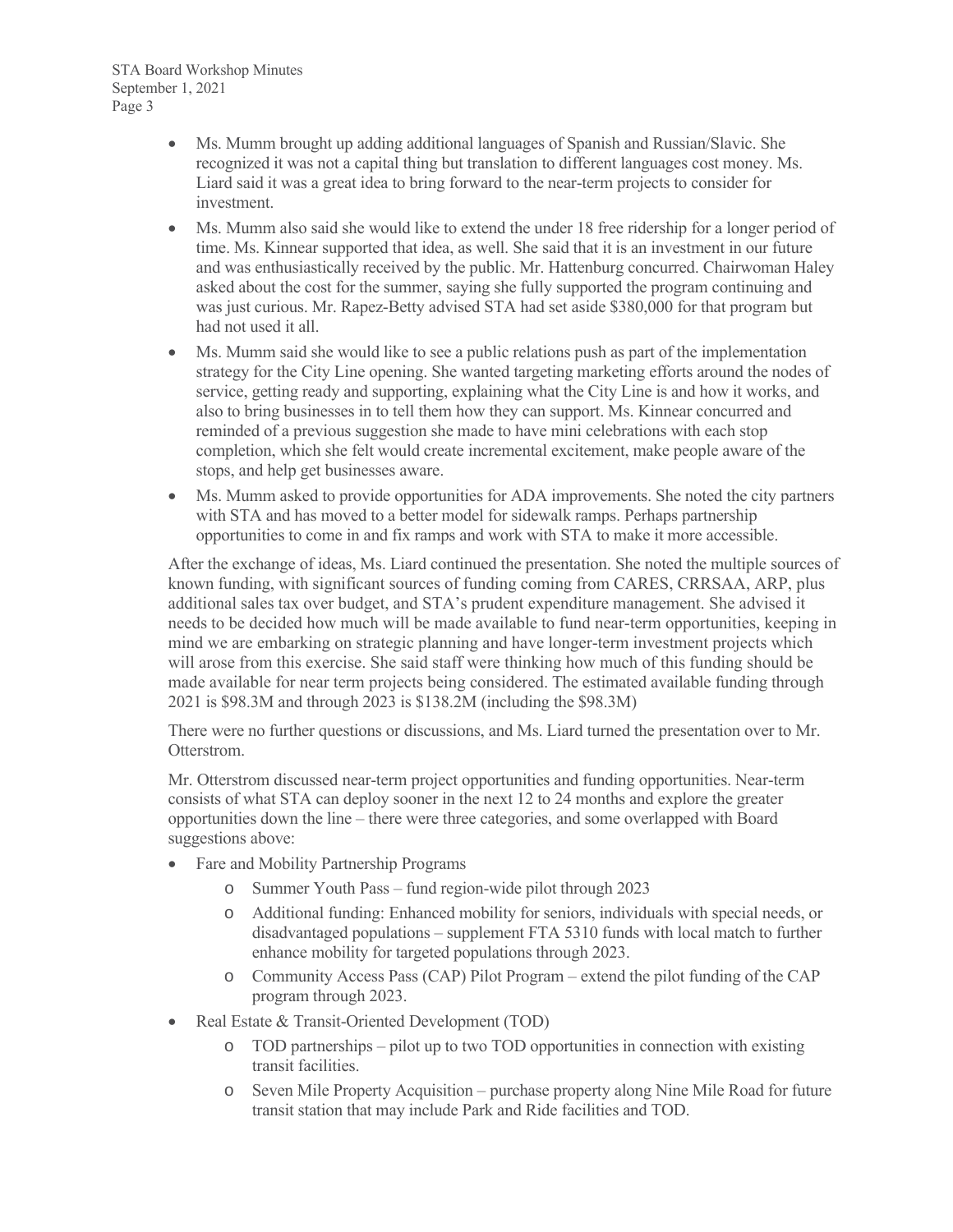- Ms. Mumm brought up adding additional languages of Spanish and Russian/Slavic. She recognized it was not a capital thing but translation to different languages cost money. Ms. Liard said it was a great idea to bring forward to the near-term projects to consider for investment.
- Ms. Mumm also said she would like to extend the under 18 free ridership for a longer period of time. Ms. Kinnear supported that idea, as well. She said that it is an investment in our future and was enthusiastically received by the public. Mr. Hattenburg concurred. Chairwoman Haley asked about the cost for the summer, saying she fully supported the program continuing and was just curious. Mr. Rapez-Betty advised STA had set aside $380,000 for that program but had not used it all.
- Ms. Mumm said she would like to see a public relations push as part of the implementation strategy for the City Line opening. She wanted targeting marketing efforts around the nodes of service, getting ready and supporting, explaining what the City Line is and how it works, and also to bring businesses in to tell them how they can support. Ms. Kinnear concurred and reminded of a previous suggestion she made to have mini celebrations with each stop completion, which she felt would create incremental excitement, make people aware of the stops, and help get businesses aware.
- Ms. Mumm asked to provide opportunities for ADA improvements. She noted the city partners with STA and has moved to a better model for sidewalk ramps. Perhaps partnership opportunities to come in and fix ramps and work with STA to make it more accessible.

After the exchange of ideas, Ms. Liard continued the presentation. She noted the multiple sources of known funding, with significant sources of funding coming from CARES, CRRSAA, ARP, plus additional sales tax over budget, and STA's prudent expenditure management. She advised it needs to be decided how much will be made available to fund near-term opportunities, keeping in mind we are embarking on strategic planning and have longer-term investment projects which will arose from this exercise. She said staff were thinking how much of this funding should be made available for near term projects being considered. The estimated available funding through 2021 is $98.3M and through 2023 is $138.2M (including the $98.3M)

There were no further questions or discussions, and Ms. Liard turned the presentation over to Mr. Otterstrom.

Mr. Otterstrom discussed near-term project opportunities and funding opportunities. Near-term consists of what STA can deploy sooner in the next 12 to 24 months and explore the greater opportunities down the line – there were three categories, and some overlapped with Board suggestions above:

- Fare and Mobility Partnership Programs
  - Summer Youth Pass – fund region-wide pilot through 2023
  - Additional funding: Enhanced mobility for seniors, individuals with special needs, or disadvantaged populations – supplement FTA 5310 funds with local match to further enhance mobility for targeted populations through 2023.
  - Community Access Pass (CAP) Pilot Program – extend the pilot funding of the CAP program through 2023.
- Real Estate & Transit-Oriented Development (TOD)
  - TOD partnerships – pilot up to two TOD opportunities in connection with existing transit facilities.
  - Seven Mile Property Acquisition – purchase property along Nine Mile Road for future transit station that may include Park and Ride facilities and TOD.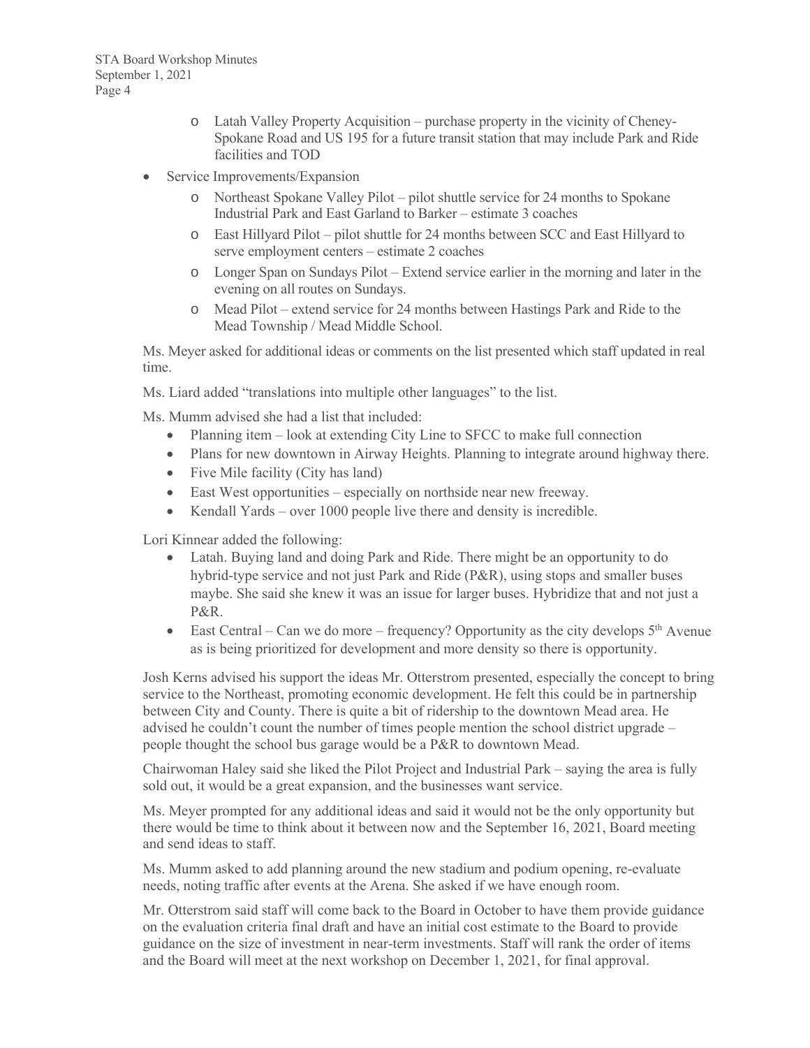- Latah Valley Property Acquisition – purchase property in the vicinity of Cheney-Spokane Road and US 195 for a future transit station that may include Park and Ride facilities and TOD
- Service Improvements/Expansion
  - Northeast Spokane Valley Pilot – pilot shuttle service for 24 months to Spokane Industrial Park and East Garland to Barker – estimate 3 coaches
  - East Hillyard Pilot – pilot shuttle for 24 months between SCC and East Hillyard to serve employment centers – estimate 2 coaches
  - Longer Span on Sundays Pilot – Extend service earlier in the morning and later in the evening on all routes on Sundays.
  - Mead Pilot – extend service for 24 months between Hastings Park and Ride to the Mead Township / Mead Middle School.

Ms. Meyer asked for additional ideas or comments on the list presented which staff updated in real time.

Ms. Liard added "translations into multiple other languages" to the list.

Ms. Mumm advised she had a list that included:

- Planning item – look at extending City Line to SFCC to make full connection
- Plans for new downtown in Airway Heights. Planning to integrate around highway there.
- Five Mile facility (City has land)
- East West opportunities – especially on northside near new freeway.
- Kendall Yards – over 1000 people live there and density is incredible.

Lori Kinnear added the following:

- Latah. Buying land and doing Park and Ride. There might be an opportunity to do hybrid-type service and not just Park and Ride (P&R), using stops and smaller buses maybe. She said she knew it was an issue for larger buses. Hybridize that and not just a P&R.
- East Central – Can we do more – frequency? Opportunity as the city develops 5th Avenue as is being prioritized for development and more density so there is opportunity.

Josh Kerns advised his support the ideas Mr. Otterstrom presented, especially the concept to bring service to the Northeast, promoting economic development. He felt this could be in partnership between City and County. There is quite a bit of ridership to the downtown Mead area. He advised he couldn't count the number of times people mention the school district upgrade – people thought the school bus garage would be a P&R to downtown Mead.

Chairwoman Haley said she liked the Pilot Project and Industrial Park – saying the area is fully sold out, it would be a great expansion, and the businesses want service.

Ms. Meyer prompted for any additional ideas and said it would not be the only opportunity but there would be time to think about it between now and the September 16, 2021, Board meeting and send ideas to staff.

Ms. Mumm asked to add planning around the new stadium and podium opening, re-evaluate needs, noting traffic after events at the Arena. She asked if we have enough room.

Mr. Otterstrom said staff will come back to the Board in October to have them provide guidance on the evaluation criteria final draft and have an initial cost estimate to the Board to provide guidance on the size of investment in near-term investments. Staff will rank the order of items and the Board will meet at the next workshop on December 1, 2021, for final approval.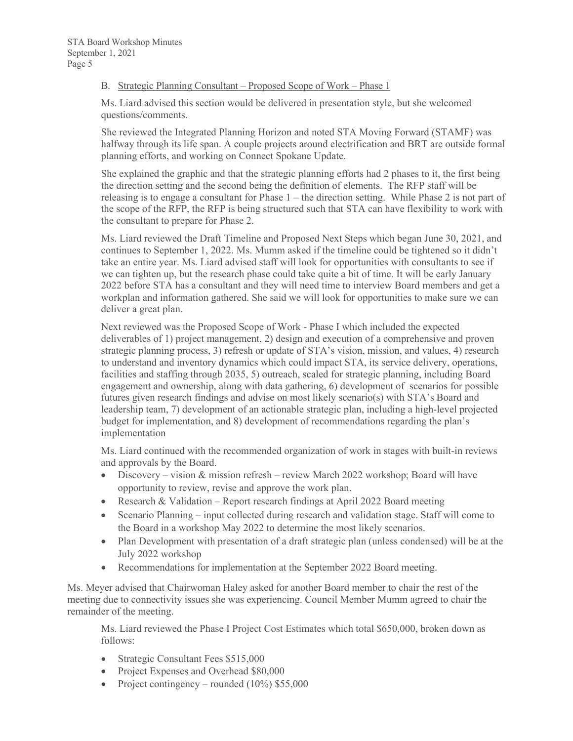B. Strategic Planning Consultant – Proposed Scope of Work – Phase 1

Ms. Liard advised this section would be delivered in presentation style, but she welcomed questions/comments.

She reviewed the Integrated Planning Horizon and noted STA Moving Forward (STAMF) was halfway through its life span. A couple projects around electrification and BRT are outside formal planning efforts, and working on Connect Spokane Update.

She explained the graphic and that the strategic planning efforts had 2 phases to it, the first being the direction setting and the second being the definition of elements. The RFP staff will be releasing is to engage a consultant for Phase 1 – the direction setting. While Phase 2 is not part of the scope of the RFP, the RFP is being structured such that STA can have flexibility to work with the consultant to prepare for Phase 2.

Ms. Liard reviewed the Draft Timeline and Proposed Next Steps which began June 30, 2021, and continues to September 1, 2022. Ms. Mumm asked if the timeline could be tightened so it didn't take an entire year. Ms. Liard advised staff will look for opportunities with consultants to see if we can tighten up, but the research phase could take quite a bit of time. It will be early January 2022 before STA has a consultant and they will need time to interview Board members and get a workplan and information gathered. She said we will look for opportunities to make sure we can deliver a great plan.

Next reviewed was the Proposed Scope of Work - Phase I which included the expected deliverables of 1) project management, 2) design and execution of a comprehensive and proven strategic planning process, 3) refresh or update of STA's vision, mission, and values, 4) research to understand and inventory dynamics which could impact STA, its service delivery, operations, facilities and staffing through 2035, 5) outreach, scaled for strategic planning, including Board engagement and ownership, along with data gathering, 6) development of scenarios for possible futures given research findings and advise on most likely scenario(s) with STA's Board and leadership team, 7) development of an actionable strategic plan, including a high-level projected budget for implementation, and 8) development of recommendations regarding the plan's implementation

Ms. Liard continued with the recommended organization of work in stages with built-in reviews and approvals by the Board.

- Discovery – vision & mission refresh – review March 2022 workshop; Board will have opportunity to review, revise and approve the work plan.
- Research & Validation – Report research findings at April 2022 Board meeting
- Scenario Planning – input collected during research and validation stage. Staff will come to the Board in a workshop May 2022 to determine the most likely scenarios.
- Plan Development with presentation of a draft strategic plan (unless condensed) will be at the July 2022 workshop
- Recommendations for implementation at the September 2022 Board meeting.

Ms. Meyer advised that Chairwoman Haley asked for another Board member to chair the rest of the meeting due to connectivity issues she was experiencing. Council Member Mumm agreed to chair the remainder of the meeting.

Ms. Liard reviewed the Phase I Project Cost Estimates which total $650,000, broken down as follows:

- Strategic Consultant Fees $515,000
- Project Expenses and Overhead $80,000
- Project contingency – rounded (10%) $55,000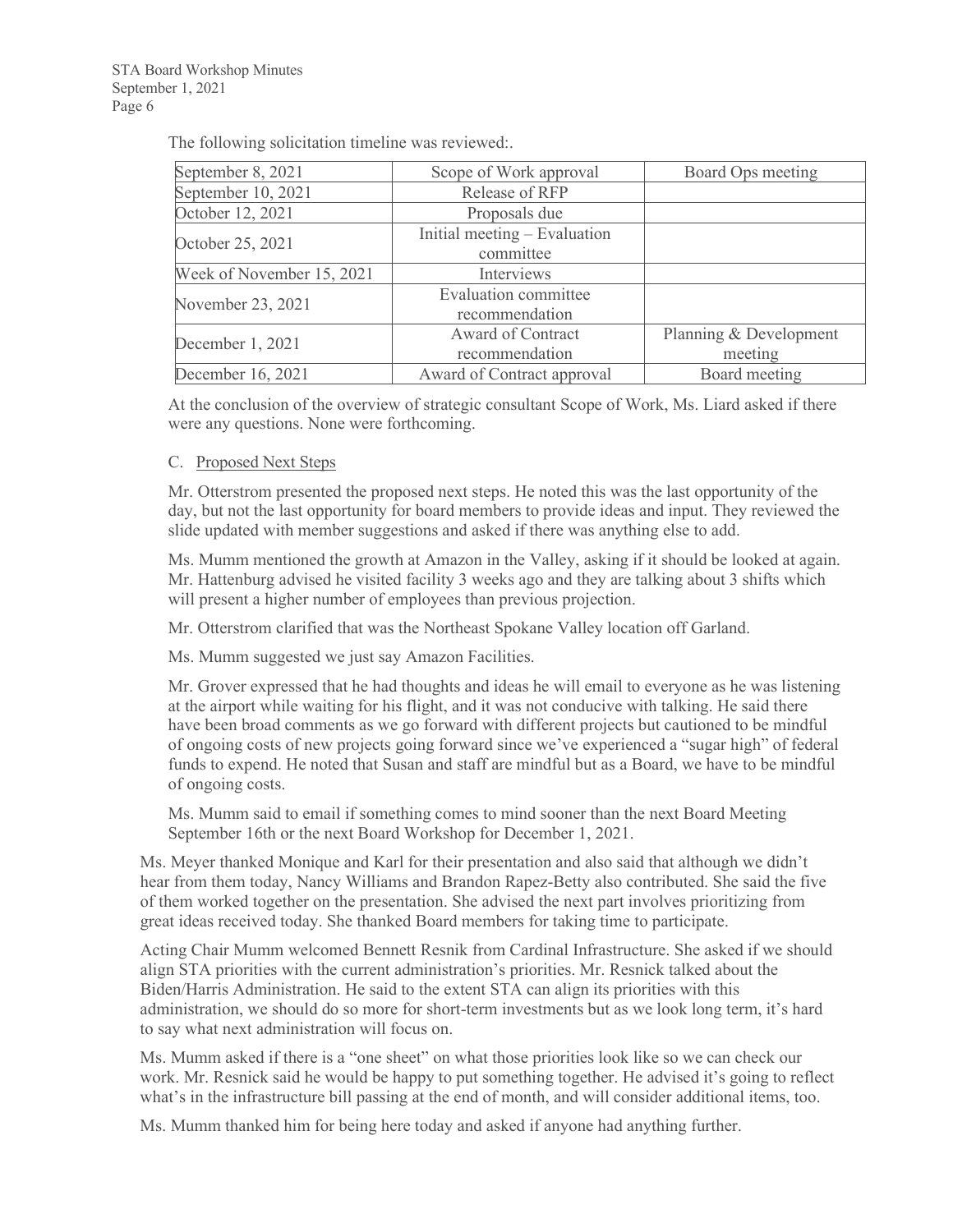The following solicitation timeline was reviewed:.

| September 8, 2021 | Scope of Work approval | Board Ops meeting |
|---|---|---|
| September 10, 2021 | Release of RFP | |
| October 12, 2021 | Proposals due | |
| October 25, 2021 | Initial meeting – Evaluation committee | |
| Week of November 15, 2021 | Interviews | |
| November 23, 2021 | Evaluation committee recommendation | |
| December 1, 2021 | Award of Contract recommendation | Planning & Development meeting |
| December 16, 2021 | Award of Contract approval | Board meeting |

At the conclusion of the overview of strategic consultant Scope of Work, Ms. Liard asked if there were any questions. None were forthcoming.

C. Proposed Next Steps

Mr. Otterstrom presented the proposed next steps. He noted this was the last opportunity of the day, but not the last opportunity for board members to provide ideas and input. They reviewed the slide updated with member suggestions and asked if there was anything else to add.

Ms. Mumm mentioned the growth at Amazon in the Valley, asking if it should be looked at again. Mr. Hattenburg advised he visited facility 3 weeks ago and they are talking about 3 shifts which will present a higher number of employees than previous projection.

Mr. Otterstrom clarified that was the Northeast Spokane Valley location off Garland.

Ms. Mumm suggested we just say Amazon Facilities.

Mr. Grover expressed that he had thoughts and ideas he will email to everyone as he was listening at the airport while waiting for his flight, and it was not conducive with talking. He said there have been broad comments as we go forward with different projects but cautioned to be mindful of ongoing costs of new projects going forward since we've experienced a "sugar high" of federal funds to expend. He noted that Susan and staff are mindful but as a Board, we have to be mindful of ongoing costs.

Ms. Mumm said to email if something comes to mind sooner than the next Board Meeting September 16th or the next Board Workshop for December 1, 2021.

Ms. Meyer thanked Monique and Karl for their presentation and also said that although we didn't hear from them today, Nancy Williams and Brandon Rapez-Betty also contributed. She said the five of them worked together on the presentation. She advised the next part involves prioritizing from great ideas received today. She thanked Board members for taking time to participate.

Acting Chair Mumm welcomed Bennett Resnik from Cardinal Infrastructure. She asked if we should align STA priorities with the current administration's priorities. Mr. Resnick talked about the Biden/Harris Administration. He said to the extent STA can align its priorities with this administration, we should do so more for short-term investments but as we look long term, it's hard to say what next administration will focus on.

Ms. Mumm asked if there is a "one sheet" on what those priorities look like so we can check our work. Mr. Resnick said he would be happy to put something together. He advised it's going to reflect what's in the infrastructure bill passing at the end of month, and will consider additional items, too.

Ms. Mumm thanked him for being here today and asked if anyone had anything further.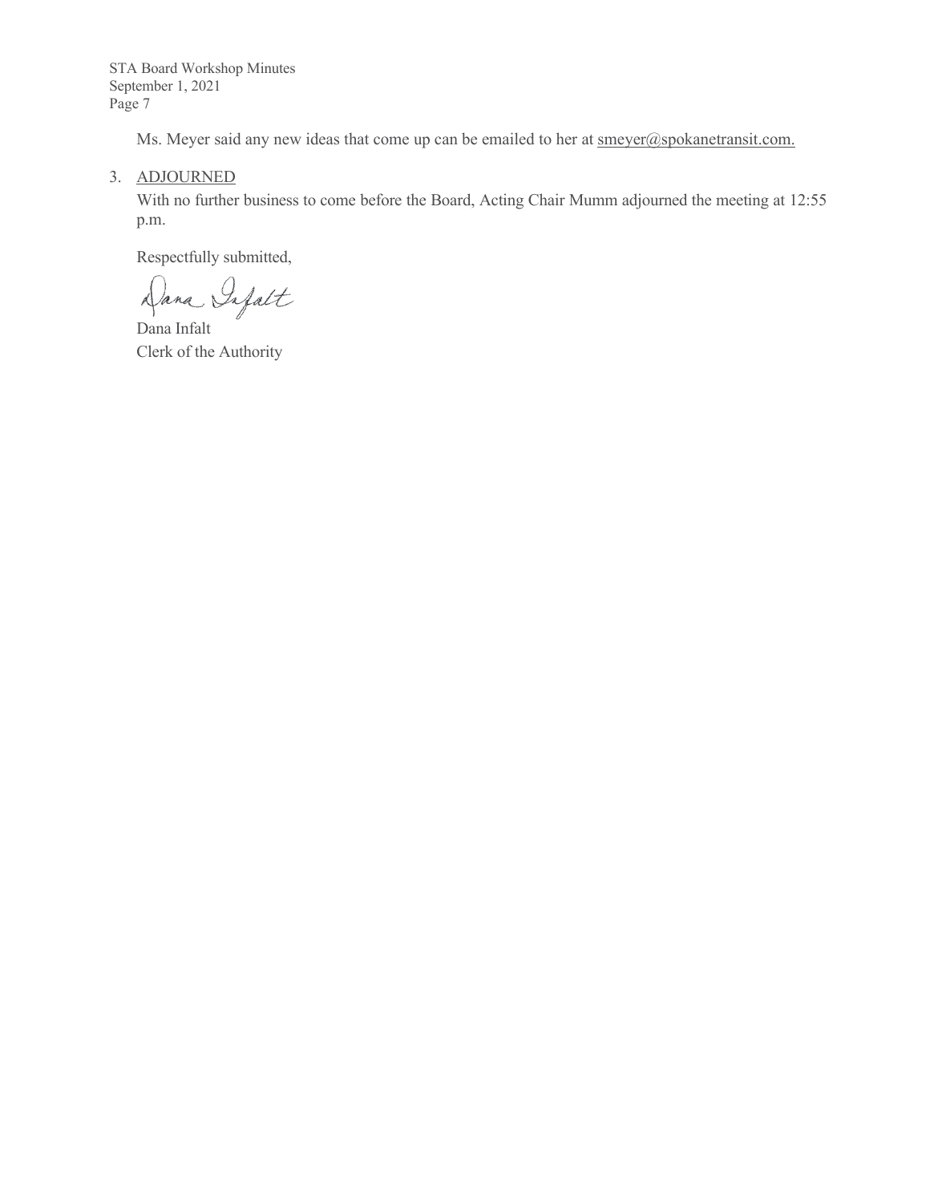Ms. Meyer said any new ideas that come up can be emailed to her at smeyer@spokanetransit.com.

3. ADJOURNED

   With no further business to come before the Board, Acting Chair Mumm adjourned the meeting at 12:55 p.m.

   Respectfully submitted,

   Dana Infalt
   Clerk of the Authority